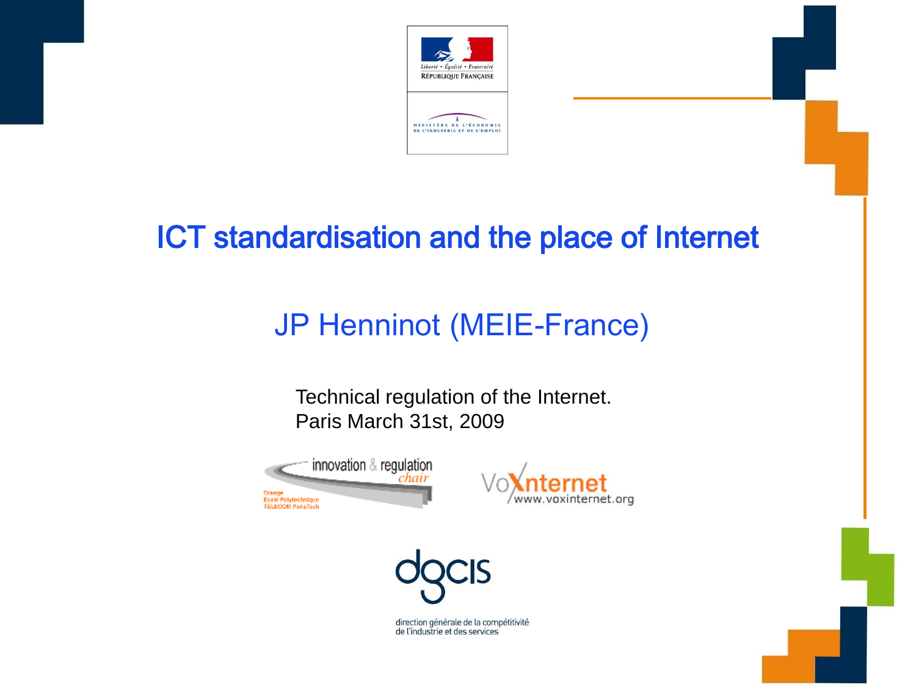Liberté • Égalité • Fraternité
RÉPUBLIQUE FRANÇAISE

MINISTÈRE DE L'ÉCONOMIE
DE L'INDUSTRIE ET DE L'EMPLOI

# ICT standardisation and the place of Internet

## JP Henninot (MEIE-France)

Technical regulation of the Internet.
Paris March 31st, 2009

innovation & regulation chair
Orange
Ecole Polytechnique
TELECOM ParisTech

VoXnternet
www.voxinternet.org

dgcis
direction générale de la compétitivité
de l'industrie et des services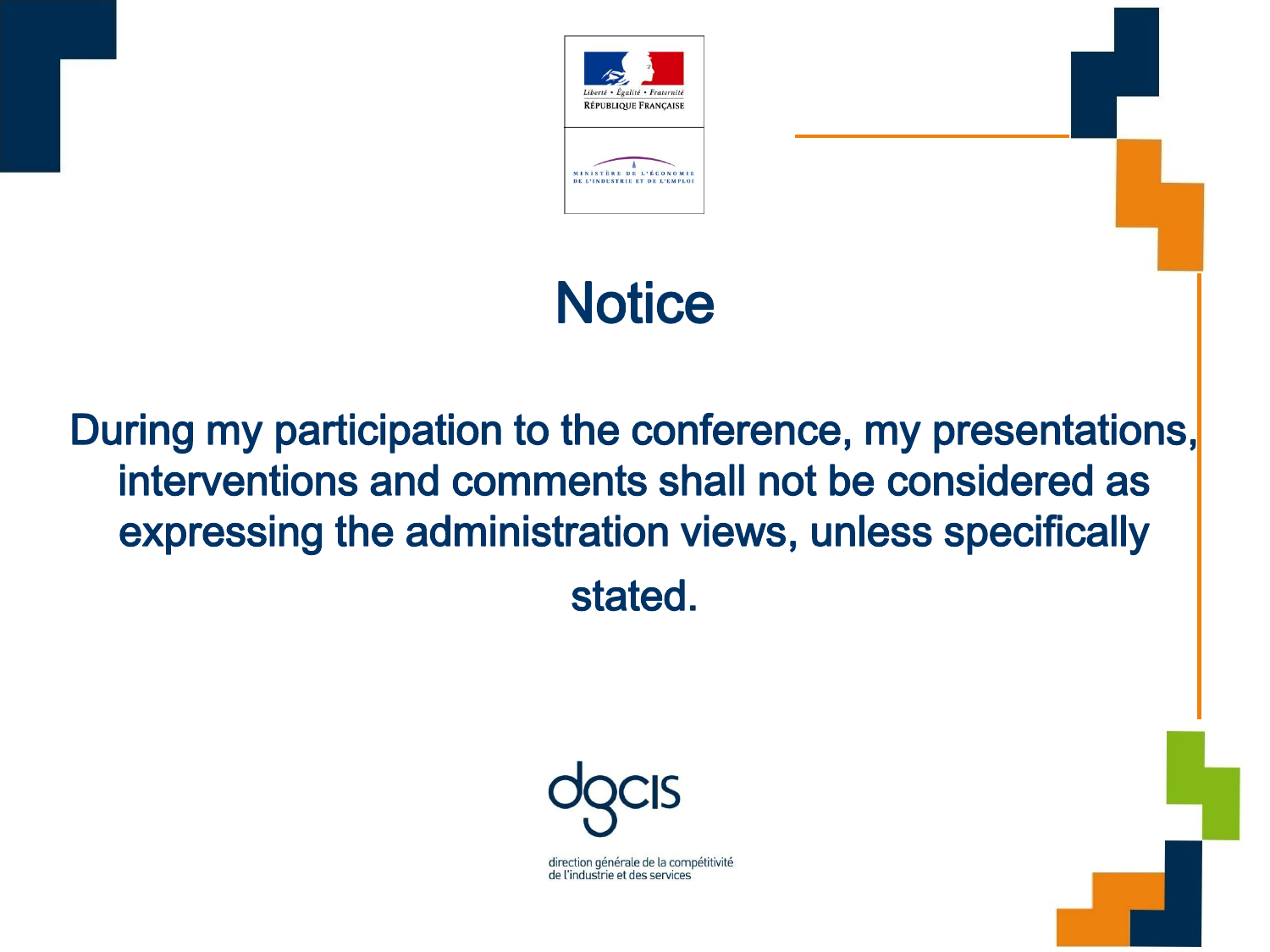Liberté • Égalité • Fraternité
RÉPUBLIQUE FRANÇAISE

MINISTÈRE DE L'ÉCONOMIE
DE L'INDUSTRIE ET DE L'EMPLOI

# Notice

**During my participation to the conference, my presentations, interventions and comments shall not be considered as expressing the administration views, unless specifically stated.**

dgcis

direction générale de la compétitivité
de l'industrie et des services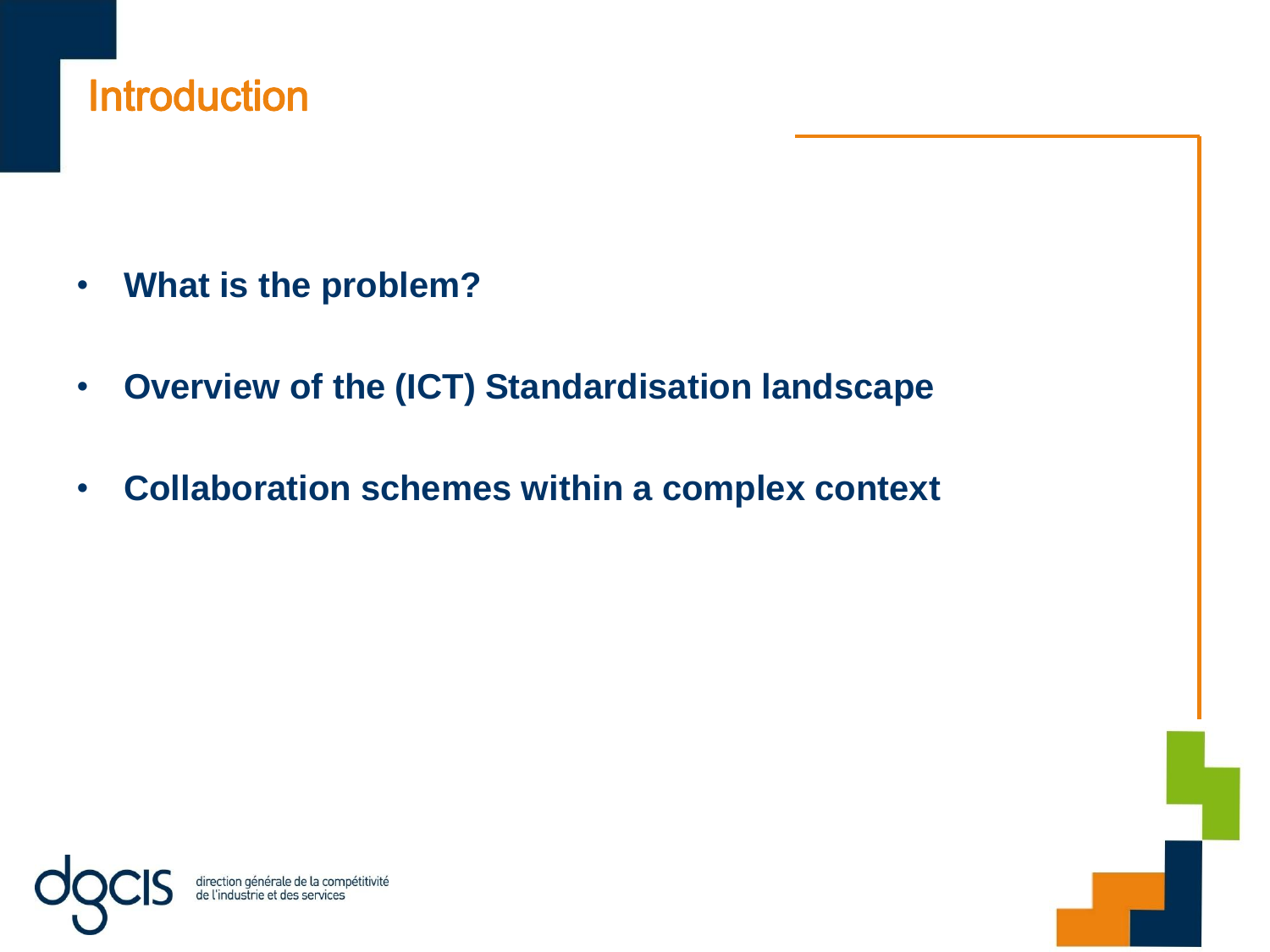# Introduction

- **What is the problem?**
- **Overview of the (ICT) Standardisation landscape**
- **Collaboration schemes within a complex context**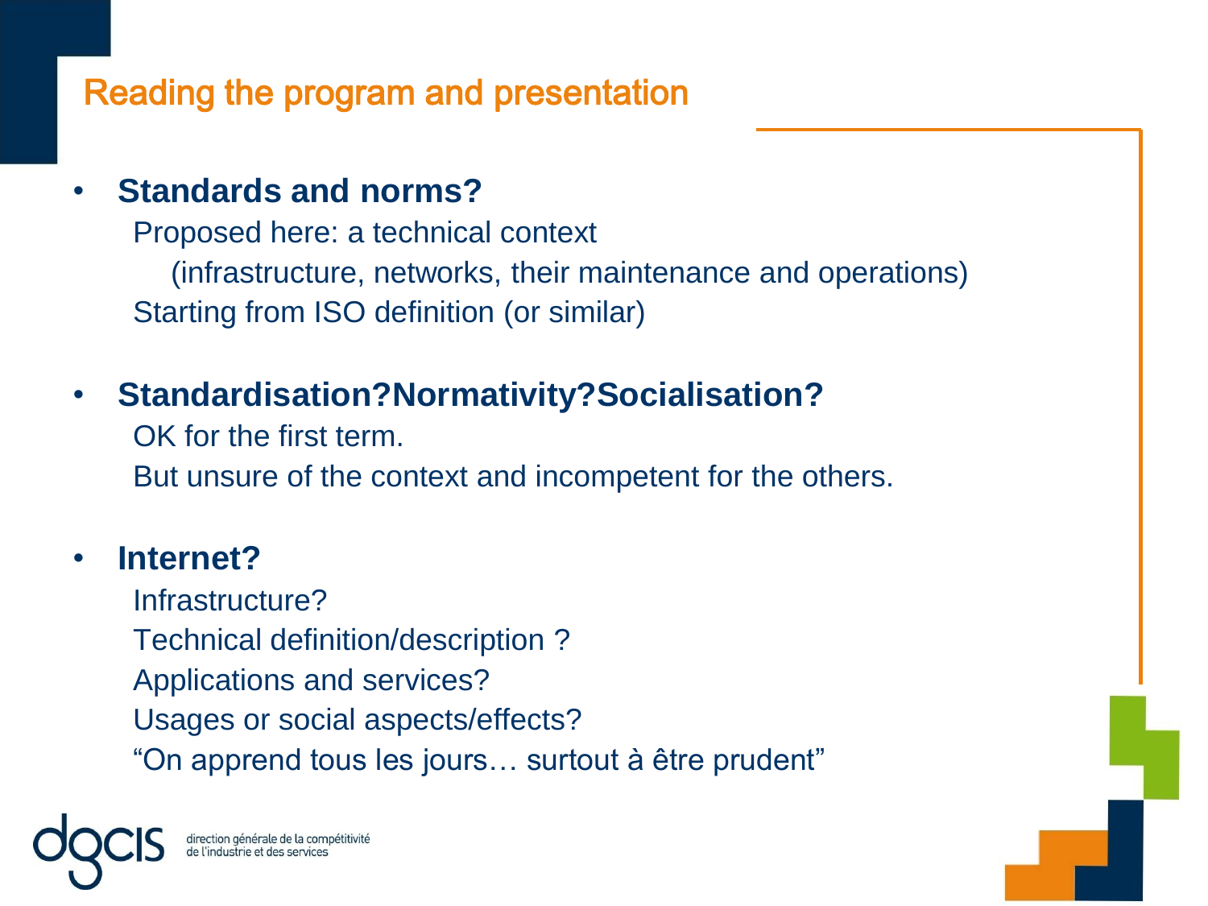## Reading the program and presentation

- **Standards and norms?**
  - Proposed here: a technical context
    - (infrastructure, networks, their maintenance and operations)
  - Starting from ISO definition (or similar)

- **Standardisation?Normativity?Socialisation?**
  - OK for the first term.
  - But unsure of the context and incompetent for the others.

- **Internet?**
  - Infrastructure?
  - Technical definition/description ?
  - Applications and services?
  - Usages or social aspects/effects?
  - “On apprend tous les jours… surtout à être prudent”

dgcis direction générale de la compétitivité de l'industrie et des services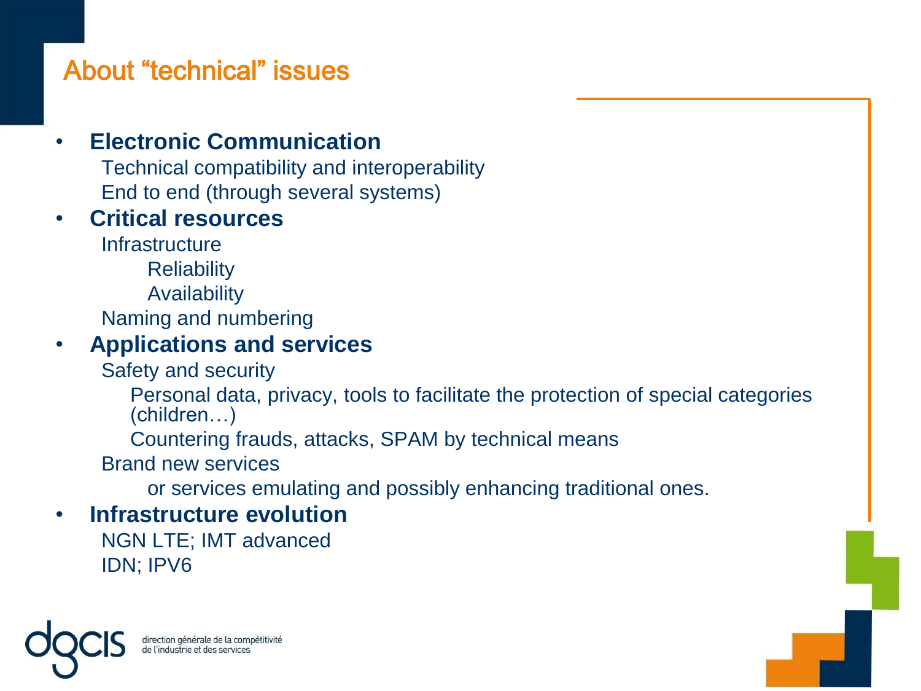# About "technical" issues

- **Electronic Communication**
  - Technical compatibility and interoperability
  - End to end (through several systems)
- **Critical resources**
  - Infrastructure
    - Reliability
    - Availability
  - Naming and numbering
- **Applications and services**
  - Safety and security
    - Personal data, privacy, tools to facilitate the protection of special categories (children…)
    - Countering frauds, attacks, SPAM by technical means
  - Brand new services
    - or services emulating and possibly enhancing traditional ones.
- **Infrastructure evolution**
  - NGN LTE; IMT advanced
  - IDN; IPV6

dgcis direction générale de la compétitivité de l'industrie et des services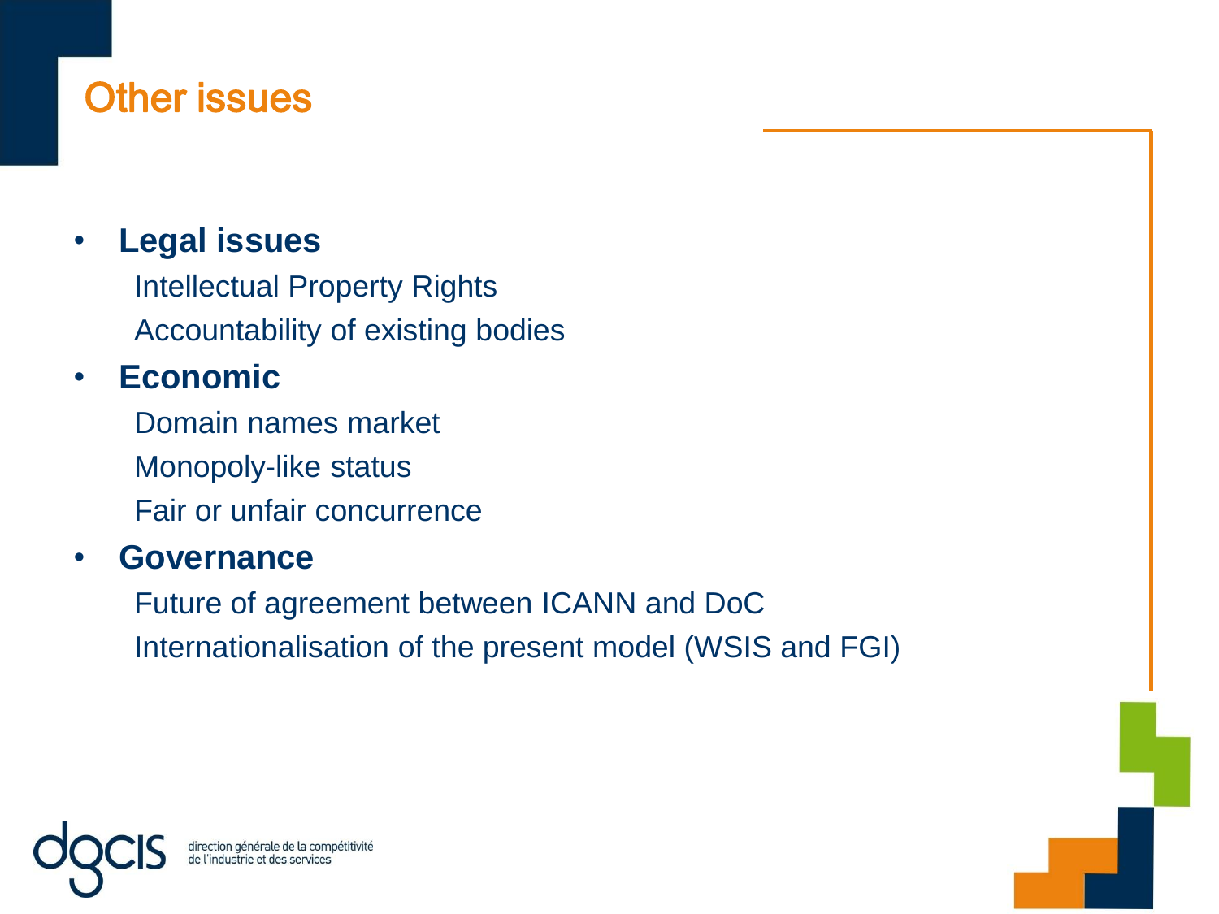# Other issues

- **Legal issues**
  - Intellectual Property Rights
  - Accountability of existing bodies
- **Economic**
  - Domain names market
  - Monopoly-like status
  - Fair or unfair concurrence
- **Governance**
  - Future of agreement between ICANN and DoC
  - Internationalisation of the present model (WSIS and FGI)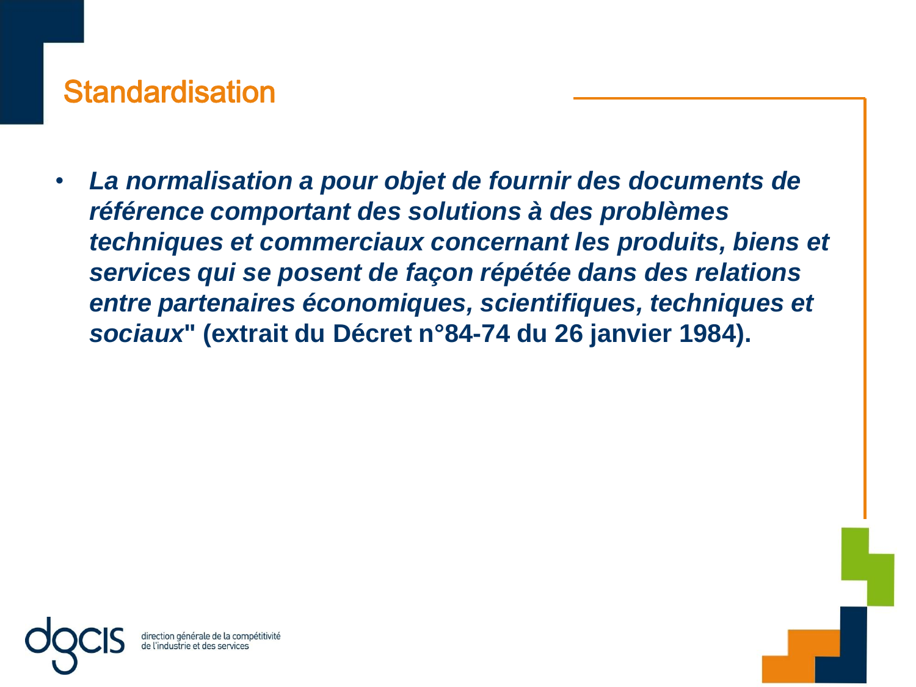# Standardisation

- ***La normalisation a pour objet de fournir des documents de référence comportant des solutions à des problèmes techniques et commerciaux concernant les produits, biens et services qui se posent de façon répétée dans des relations entre partenaires économiques, scientifiques, techniques et sociaux*" (extrait du Décret n°84-74 du 26 janvier 1984).**

dgcis direction générale de la compétitivité de l'industrie et des services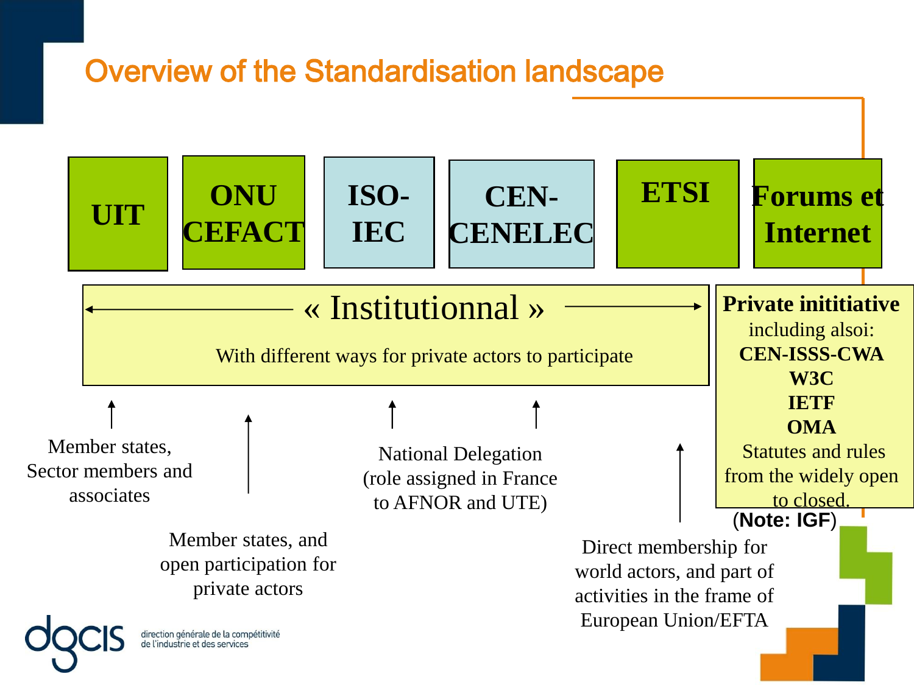# Overview of the Standardisation landscape

| UIT | ONU CEFACT | ISO-IEC | CEN-CENELEC | ETSI | Forums et Internet |
|---|---|---|---|---|---|

**« Institutionnal »**

With different ways for private actors to participate

**Private inititiative**
including alsoi:
**CEN-ISSS-CWA**
**W3C**
**IETF**
**OMA**
Statutes and rules from the widely open to closed.

(**Note: IGF**)

Member states, Sector members and associates

Member states, and open participation for private actors

National Delegation (role assigned in France to AFNOR and UTE)

Direct membership for world actors, and part of activities in the frame of European Union/EFTA

dgcis direction générale de la compétitivité de l'industrie et des services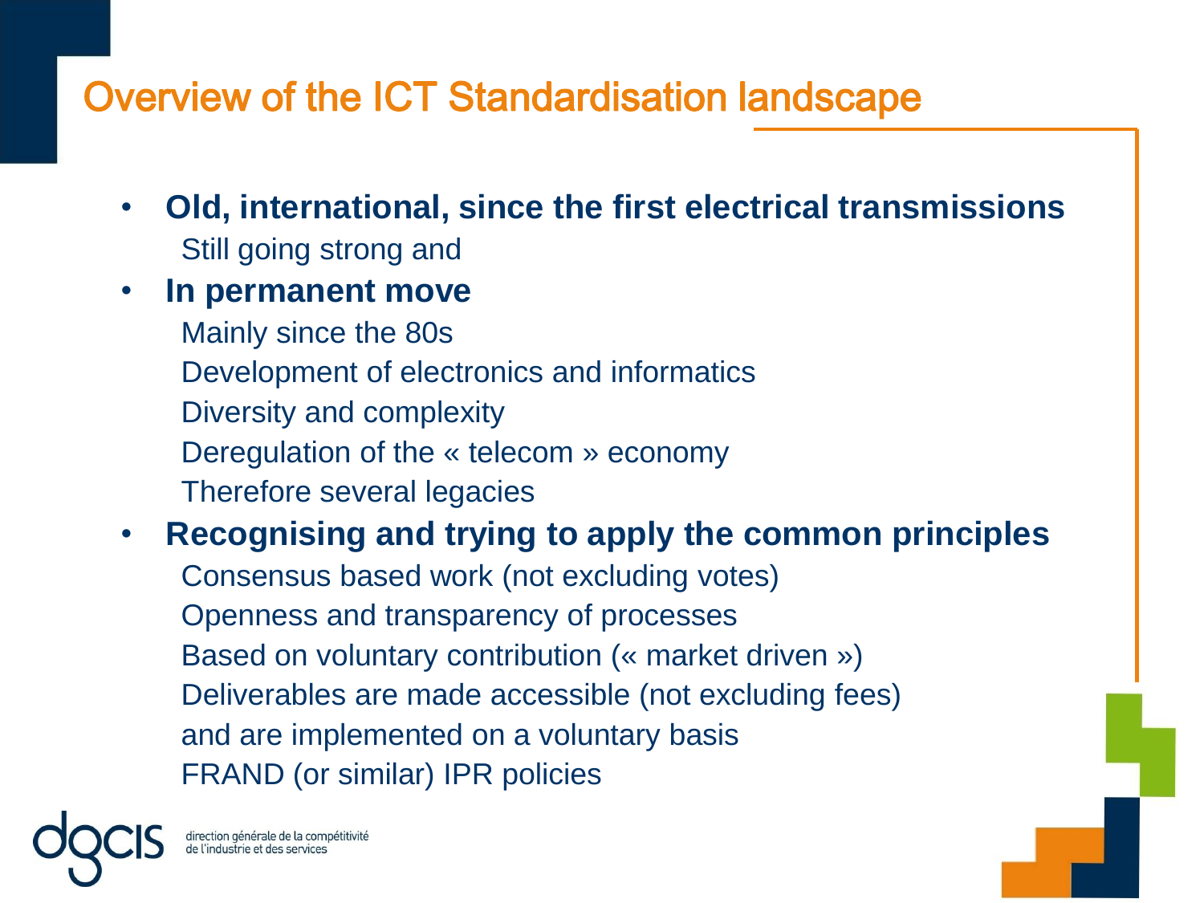# Overview of the ICT Standardisation landscape

- **Old, international, since the first electrical transmissions**
  Still going strong and
- **In permanent move**
  Mainly since the 80s
  Development of electronics and informatics
  Diversity and complexity
  Deregulation of the « telecom » economy
  Therefore several legacies
- **Recognising and trying to apply the common principles**
  Consensus based work (not excluding votes)
  Openness and transparency of processes
  Based on voluntary contribution (« market driven »)
  Deliverables are made accessible (not excluding fees)
  and are implemented on a voluntary basis
  FRAND (or similar) IPR policies

dgcis direction générale de la compétitivité de l'industrie et des services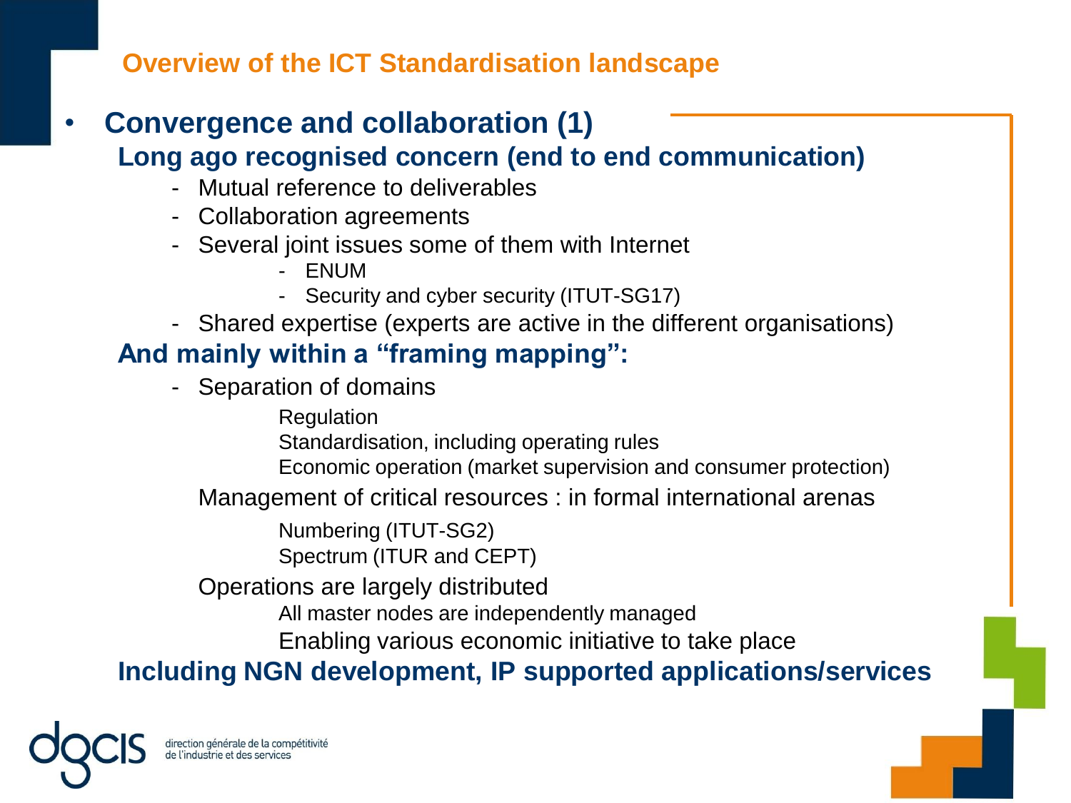## Overview of the ICT Standardisation landscape

- **Convergence and collaboration (1)**

  **Long ago recognised concern (end to end communication)**

  - Mutual reference to deliverables
  - Collaboration agreements
  - Several joint issues some of them with Internet
    - ENUM
    - Security and cyber security (ITUT-SG17)
  - Shared expertise (experts are active in the different organisations)

  **And mainly within a "framing mapping":**

  - Separation of domains

    Regulation

    Standardisation, including operating rules

    Economic operation (market supervision and consumer protection)

    Management of critical resources : in formal international arenas

    Numbering (ITUT-SG2)

    Spectrum (ITUR and CEPT)

    Operations are largely distributed

    All master nodes are independently managed

    Enabling various economic initiative to take place

  **Including NGN development, IP supported applications/services**

dgcis direction générale de la compétitivité de l'industrie et des services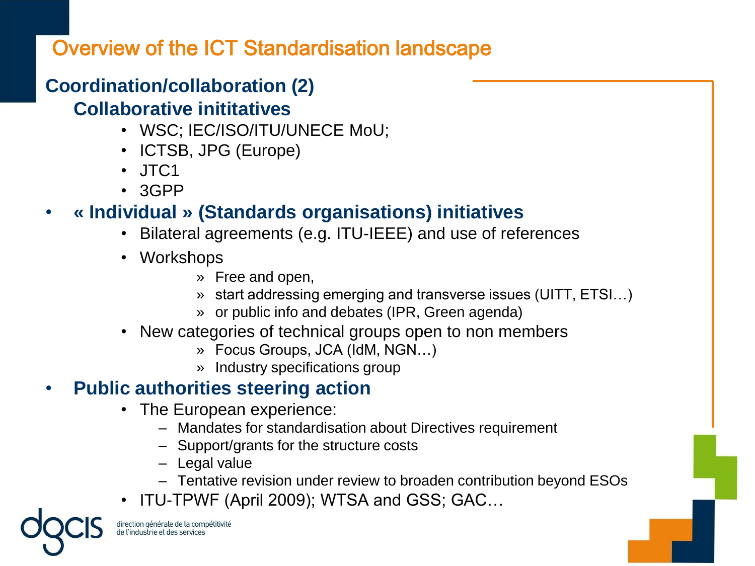# Overview of the ICT Standardisation landscape

## Coordination/collaboration (2)

### Collaborative inititatives

- WSC; IEC/ISO/ITU/UNECE MoU;
- ICTSB, JPG (Europe)
- JTC1
- 3GPP

- **« Individual » (Standards organisations) initiatives**
  - Bilateral agreements (e.g. ITU-IEEE) and use of references
  - Workshops
    - » Free and open,
    - » start addressing emerging and transverse issues (UITT, ETSI…)
    - » or public info and debates (IPR, Green agenda)
  - New categories of technical groups open to non members
    - » Focus Groups, JCA (IdM, NGN…)
    - » Industry specifications group

- **Public authorities steering action**
  - The European experience:
    - – Mandates for standardisation about Directives requirement
    - – Support/grants for the structure costs
    - – Legal value
    - – Tentative revision under review to broaden contribution beyond ESOs
  - ITU-TPWF (April 2009); WTSA and GSS; GAC…

dgcis direction générale de la compétitivité de l'industrie et des services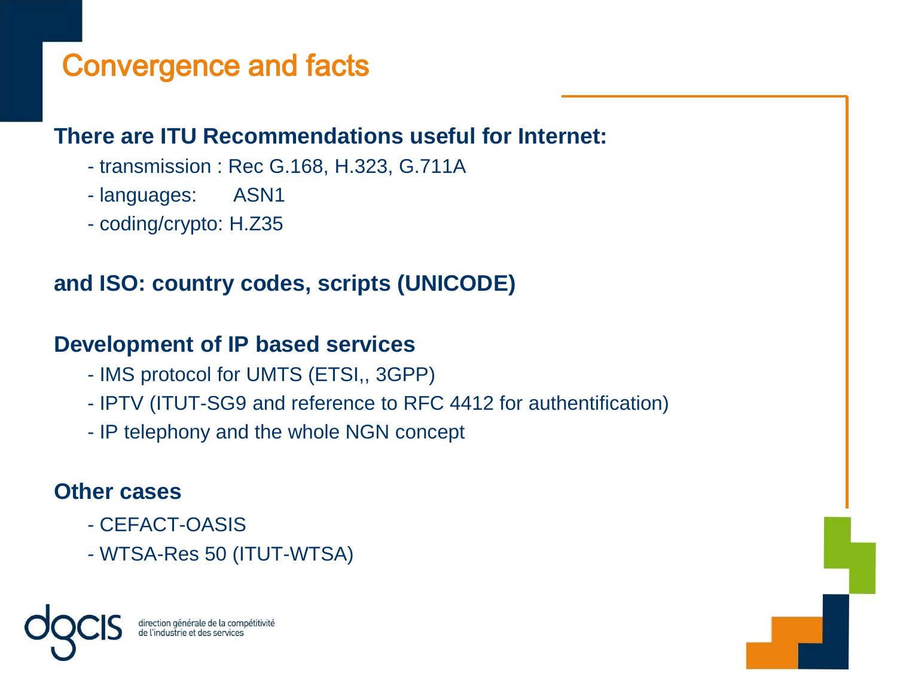# Convergence and facts

**There are ITU Recommendations useful for Internet:**

- transmission : Rec G.168, H.323, G.711A
- languages: ASN1
- coding/crypto: H.Z35

**and ISO: country codes, scripts (UNICODE)**

**Development of IP based services**

- IMS protocol for UMTS (ETSI,, 3GPP)
- IPTV (ITUT-SG9 and reference to RFC 4412 for authentification)
- IP telephony and the whole NGN concept

**Other cases**

- CEFACT-OASIS
- WTSA-Res 50 (ITUT-WTSA)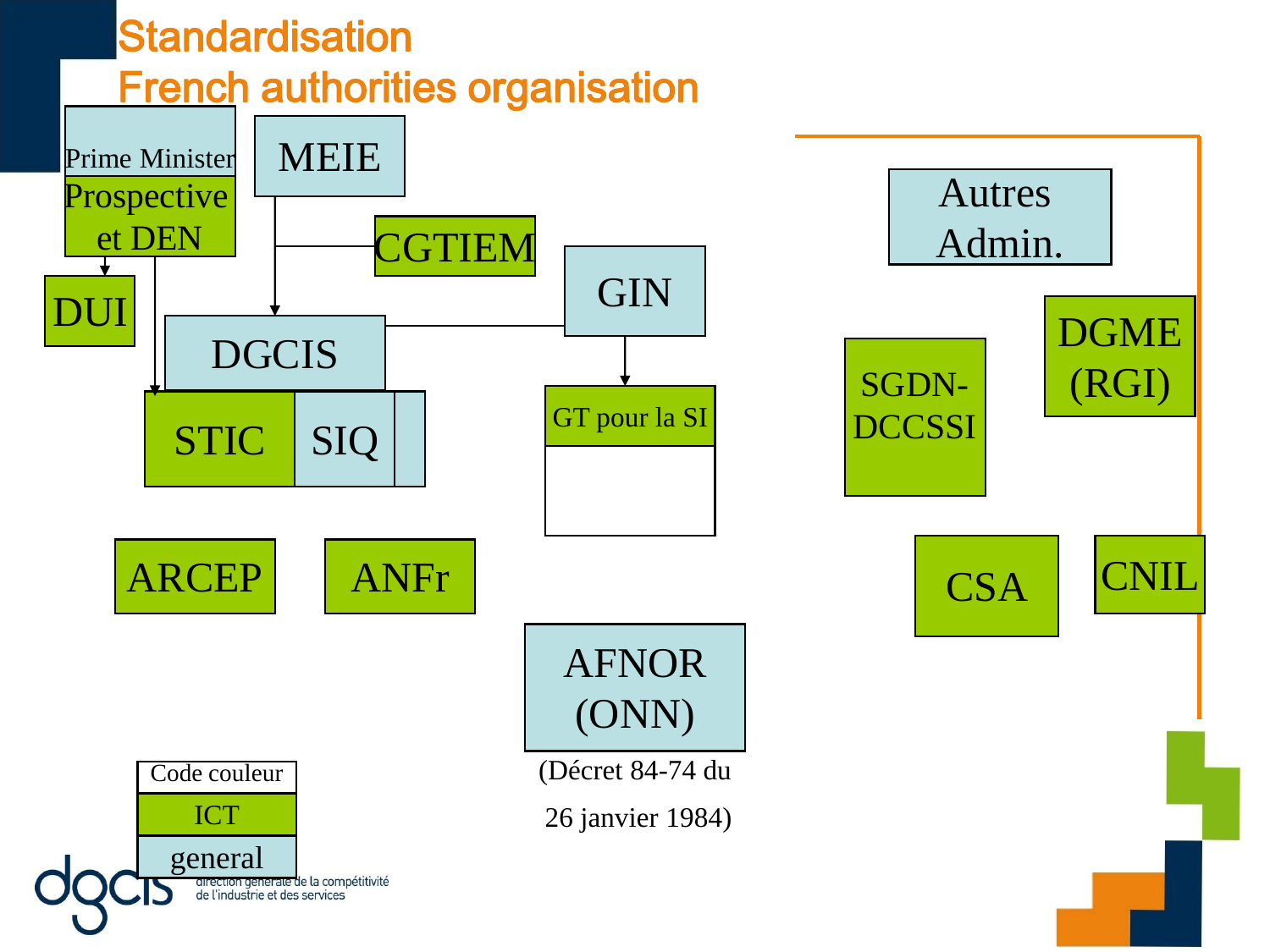# Standardisation
## French authorities organisation

Prime Minister

Prospective et DEN

MEIE

CGTIEM

DUI

DGCIS

GIN

STIC

SIQ

GT pour la SI

Autres Admin.

DGME (RGI)

SGDN-DCCSSI

ARCEP

ANFr

CSA

CNIL

AFNOR (ONN)

(Décret 84-74 du

26 janvier 1984)

| Code couleur |
| --- |
| ICT |
| general |

dgcis direction générale de la compétitivité de l'industrie et des services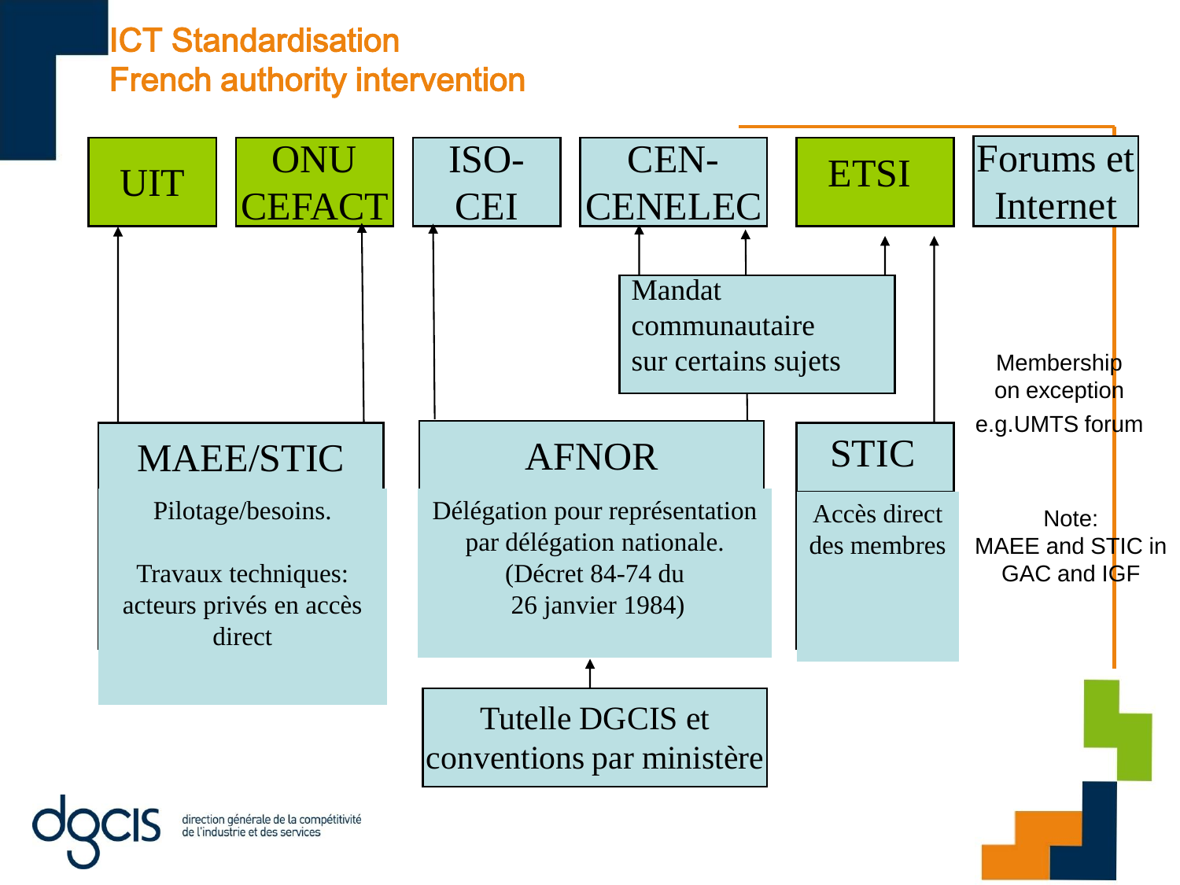# ICT Standardisation
## French authority intervention

UIT

ONU CEFACT

ISO-CEI

CEN-CENELEC

ETSI

Forums et Internet

Mandat communautaire sur certains sujets

Membership on exception

e.g.UMTS forum

**MAEE/STIC**

Pilotage/besoins.

Travaux techniques: acteurs privés en accès direct

**AFNOR**

Délégation pour représentation par délégation nationale. (Décret 84-74 du 26 janvier 1984)

**STIC**

Accès direct des membres

Note: MAEE and STIC in GAC and IGF

Tutelle DGCIS et conventions par ministère

dgcis direction générale de la compétitivité de l'industrie et des services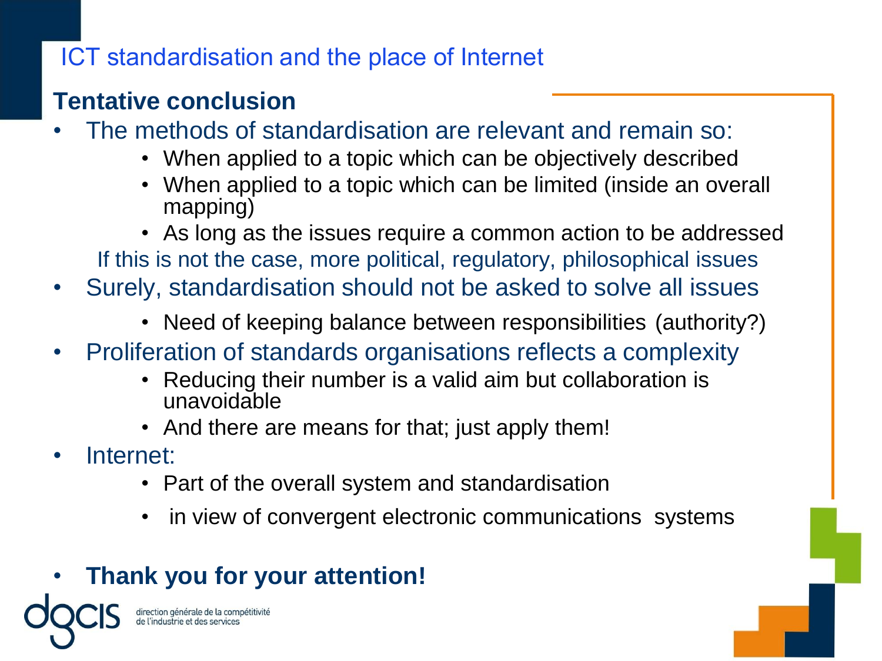# ICT standardisation and the place of Internet

## Tentative conclusion

- The methods of standardisation are relevant and remain so:
  - When applied to a topic which can be objectively described
  - When applied to a topic which can be limited (inside an overall mapping)
  - As long as the issues require a common action to be addressed

  If this is not the case, more political, regulatory, philosophical issues
- Surely, standardisation should not be asked to solve all issues
  - Need of keeping balance between responsibilities (authority?)
- Proliferation of standards organisations reflects a complexity
  - Reducing their number is a valid aim but collaboration is unavoidable
  - And there are means for that; just apply them!
- Internet:
  - Part of the overall system and standardisation
  - in view of convergent electronic communications systems
- **Thank you for your attention!**

dgcis direction générale de la compétitivité de l'industrie et des services